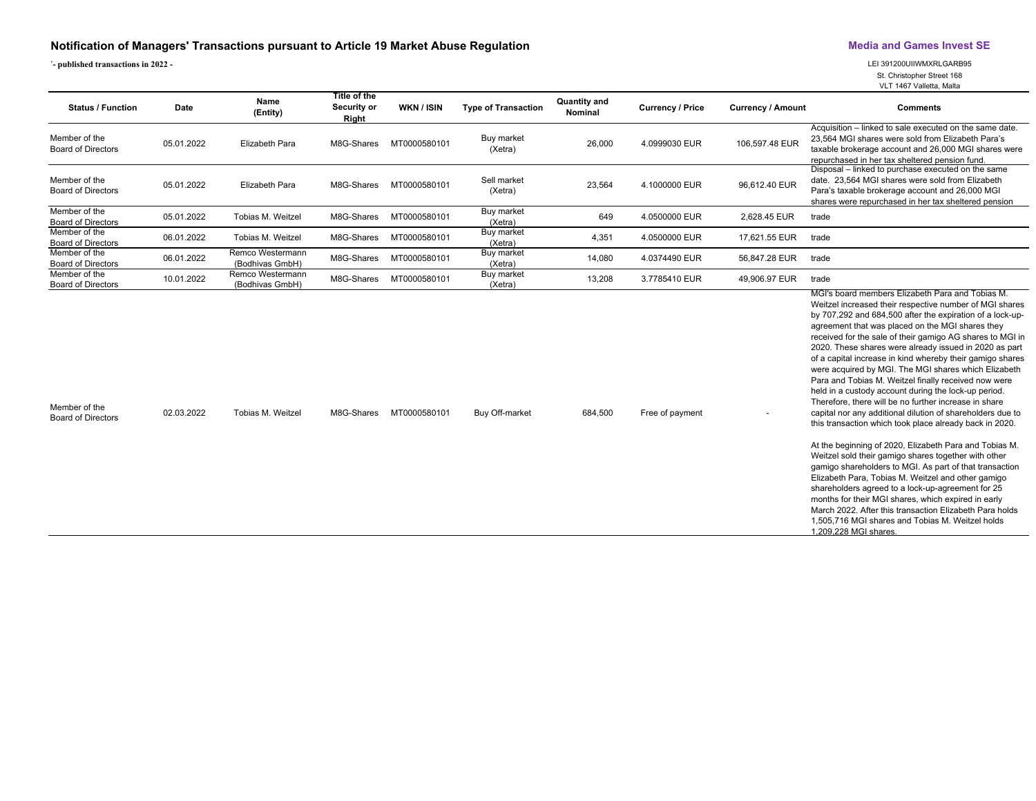# Notification of Managers' Transactions pursuant to Article 19 Market Abuse Regulation

**´- published transactions in 2022 -**

**Media and Games Invest SE**

LEI 391200UIIWMXRLGARB95

St. Christopher Street 168

VLT 1467 Valletta, Malta

| Status / Function | Date | Name (Entity) | Title of the Security or Right | WKN / ISIN | Type of Transaction | Quantity and Nominal | Currency / Price | Currency / Amount | Comments |
|---|---|---|---|---|---|---|---|---|---|
| Member of the Board of Directors | 05.01.2022 | Elizabeth Para | M8G-Shares | MT0000580101 | Buy market (Xetra) | 26,000 | 4.0999030 EUR | 106,597.48 EUR | Acquisition – linked to sale executed on the same date. 23,564 MGI shares were sold from Elizabeth Para's taxable brokerage account and 26,000 MGI shares were repurchased in her tax sheltered pension fund. |
| Member of the Board of Directors | 05.01.2022 | Elizabeth Para | M8G-Shares | MT0000580101 | Sell market (Xetra) | 23,564 | 4.1000000 EUR | 96,612.40 EUR | Disposal – linked to purchase executed on the same date. 23,564 MGI shares were sold from Elizabeth Para's taxable brokerage account and 26,000 MGI shares were repurchased in her tax sheltered pension |
| Member of the Board of Directors | 05.01.2022 | Tobias M. Weitzel | M8G-Shares | MT0000580101 | Buy market (Xetra) | 649 | 4.0500000 EUR | 2,628.45 EUR | trade |
| Member of the Board of Directors | 06.01.2022 | Tobias M. Weitzel | M8G-Shares | MT0000580101 | Buy market (Xetra) | 4,351 | 4.0500000 EUR | 17,621.55 EUR | trade |
| Member of the Board of Directors | 06.01.2022 | Remco Westermann (Bodhivas GmbH) | M8G-Shares | MT0000580101 | Buy market (Xetra) | 14,080 | 4.0374490 EUR | 56,847.28 EUR | trade |
| Member of the Board of Directors | 10.01.2022 | Remco Westermann (Bodhivas GmbH) | M8G-Shares | MT0000580101 | Buy market (Xetra) | 13,208 | 3.7785410 EUR | 49,906.97 EUR | trade |
| Member of the Board of Directors | 02.03.2022 | Tobias M. Weitzel | M8G-Shares | MT0000580101 | Buy Off-market | 684,500 | Free of payment | - | MGI's board members Elizabeth Para and Tobias M. Weitzel increased their respective number of MGI shares by 707,292 and 684,500 after the expiration of a lock-up-agreement that was placed on the MGI shares they received for the sale of their gamigo AG shares to MGI in 2020. These shares were already issued in 2020 as part of a capital increase in kind whereby their gamigo shares were acquired by MGI. The MGI shares which Elizabeth Para and Tobias M. Weitzel finally received now were held in a custody account during the lock-up period. Therefore, there will be no further increase in share capital nor any additional dilution of shareholders due to this transaction which took place already back in 2020. At the beginning of 2020, Elizabeth Para and Tobias M. Weitzel sold their gamigo shares together with other gamigo shareholders to MGI. As part of that transaction Elizabeth Para, Tobias M. Weitzel and other gamigo shareholders agreed to a lock-up-agreement for 25 months for their MGI shares, which expired in early March 2022. After this transaction Elizabeth Para holds 1,505,716 MGI shares and Tobias M. Weitzel holds 1,209,228 MGI shares. |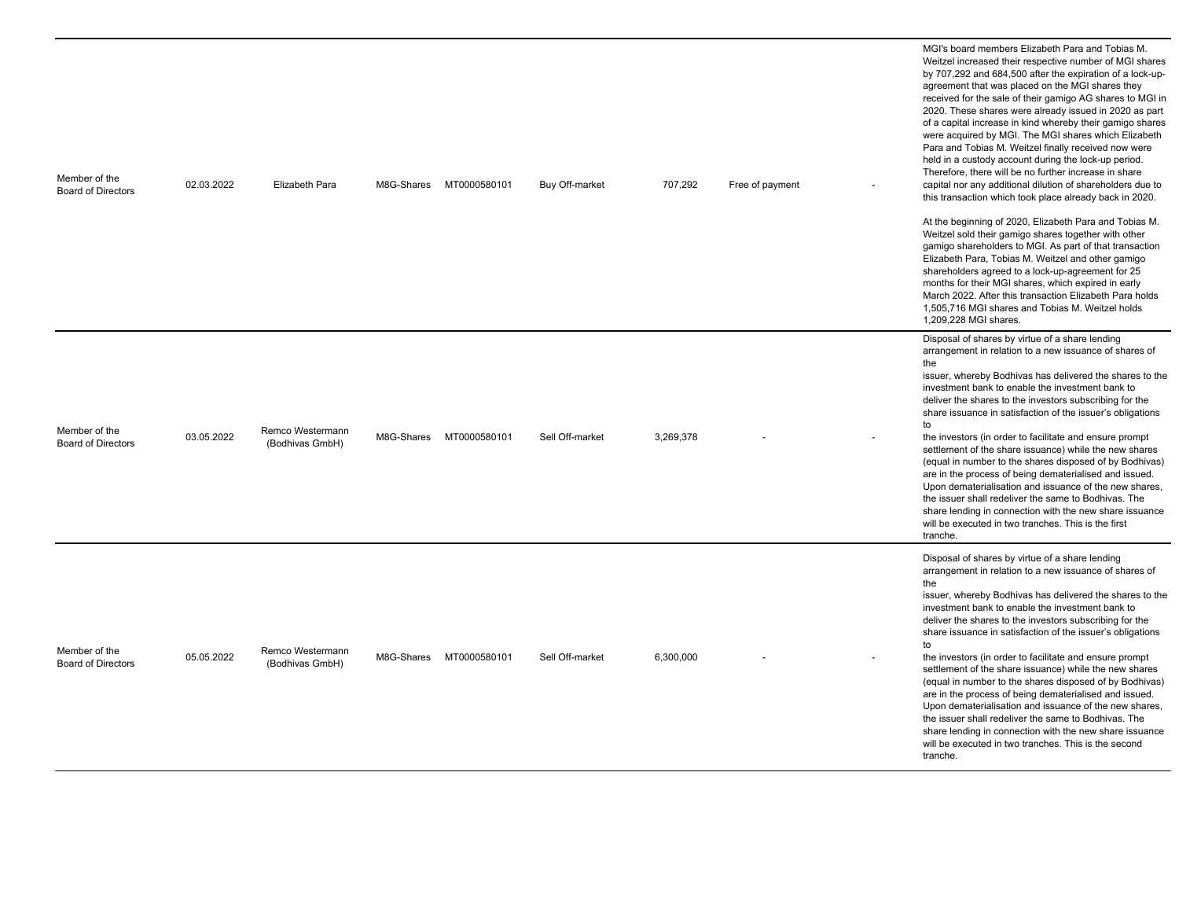| | | | | | | | | | |
|---|---|---|---|---|---|---|---|---|---|
| Member of the Board of Directors | 02.03.2022 | Elizabeth Para | M8G-Shares | MT0000580101 | Buy Off-market | 707,292 | Free of payment | - | MGI's board members Elizabeth Para and Tobias M. Weitzel increased their respective number of MGI shares by 707,292 and 684,500 after the expiration of a lock-up-agreement that was placed on the MGI shares they received for the sale of their gamigo AG shares to MGI in 2020. These shares were already issued in 2020 as part of a capital increase in kind whereby their gamigo shares were acquired by MGI. The MGI shares which Elizabeth Para and Tobias M. Weitzel finally received now were held in a custody account during the lock-up period. Therefore, there will be no further increase in share capital nor any additional dilution of shareholders due to this transaction which took place already back in 2020.<br><br>At the beginning of 2020, Elizabeth Para and Tobias M. Weitzel sold their gamigo shares together with other gamigo shareholders to MGI. As part of that transaction Elizabeth Para, Tobias M. Weitzel and other gamigo shareholders agreed to a lock-up-agreement for 25 months for their MGI shares, which expired in early March 2022. After this transaction Elizabeth Para holds 1,505,716 MGI shares and Tobias M. Weitzel holds 1,209,228 MGI shares. |
| Member of the Board of Directors | 03.05.2022 | Remco Westermann (Bodhivas GmbH) | M8G-Shares | MT0000580101 | Sell Off-market | 3,269,378 | - | - | Disposal of shares by virtue of a share lending arrangement in relation to a new issuance of shares of the issuer, whereby Bodhivas has delivered the shares to the investment bank to enable the investment bank to deliver the shares to the investors subscribing for the share issuance in satisfaction of the issuer's obligations to the investors (in order to facilitate and ensure prompt settlement of the share issuance) while the new shares (equal in number to the shares disposed of by Bodhivas) are in the process of being dematerialised and issued. Upon dematerialisation and issuance of the new shares, the issuer shall redeliver the same to Bodhivas. The share lending in connection with the new share issuance will be executed in two tranches. This is the first tranche. |
| Member of the Board of Directors | 05.05.2022 | Remco Westermann (Bodhivas GmbH) | M8G-Shares | MT0000580101 | Sell Off-market | 6,300,000 | - | - | Disposal of shares by virtue of a share lending arrangement in relation to a new issuance of shares of the issuer, whereby Bodhivas has delivered the shares to the investment bank to enable the investment bank to deliver the shares to the investors subscribing for the share issuance in satisfaction of the issuer's obligations to the investors (in order to facilitate and ensure prompt settlement of the share issuance) while the new shares (equal in number to the shares disposed of by Bodhivas) are in the process of being dematerialised and issued. Upon dematerialisation and issuance of the new shares, the issuer shall redeliver the same to Bodhivas. The share lending in connection with the new share issuance will be executed in two tranches. This is the second tranche. |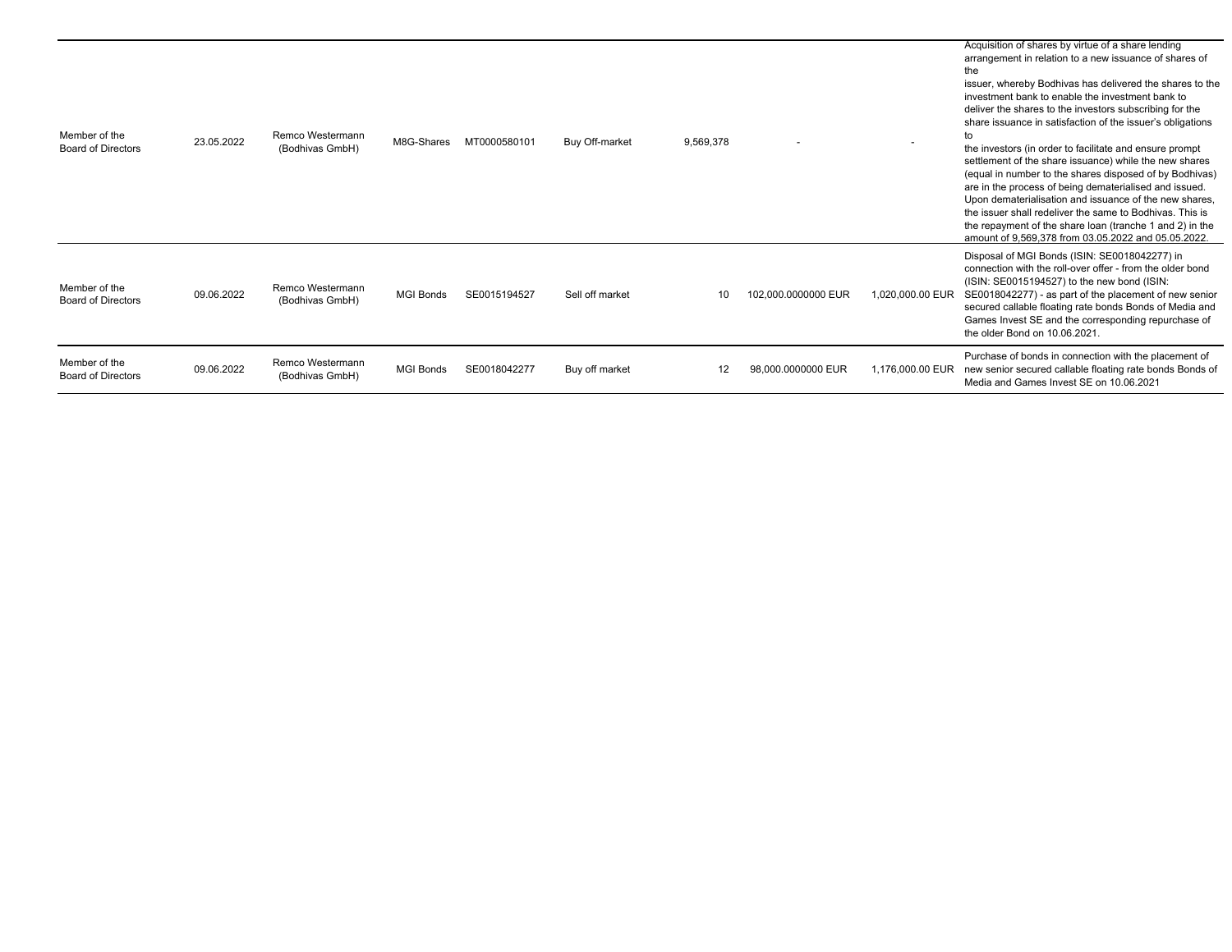| | | | | | | | | | |
|---|---|---|---|---|---|---|---|---|---|
| Member of the Board of Directors | 23.05.2022 | Remco Westermann (Bodhivas GmbH) | M8G-Shares | MT0000580101 | Buy Off-market | 9,569,378 | - | - | Acquisition of shares by virtue of a share lending arrangement in relation to a new issuance of shares of the issuer, whereby Bodhivas has delivered the shares to the investment bank to enable the investment bank to deliver the shares to the investors subscribing for the share issuance in satisfaction of the issuer's obligations to the investors (in order to facilitate and ensure prompt settlement of the share issuance) while the new shares (equal in number to the shares disposed of by Bodhivas) are in the process of being dematerialised and issued. Upon dematerialisation and issuance of the new shares, the issuer shall redeliver the same to Bodhivas. This is the repayment of the share loan (tranche 1 and 2) in the amount of 9,569,378 from 03.05.2022 and 05.05.2022. |
| Member of the Board of Directors | 09.06.2022 | Remco Westermann (Bodhivas GmbH) | MGI Bonds | SE0015194527 | Sell off market | 10 | 102,000.0000000 EUR | 1,020,000.00 EUR | Disposal of MGI Bonds (ISIN: SE0018042277) in connection with the roll-over offer - from the older bond (ISIN: SE0015194527) to the new bond (ISIN: SE0018042277) - as part of the placement of new senior secured callable floating rate bonds Bonds of Media and Games Invest SE and the corresponding repurchase of the older Bond on 10.06.2021. |
| Member of the Board of Directors | 09.06.2022 | Remco Westermann (Bodhivas GmbH) | MGI Bonds | SE0018042277 | Buy off market | 12 | 98,000.0000000 EUR | 1,176,000.00 EUR | Purchase of bonds in connection with the placement of new senior secured callable floating rate bonds Bonds of Media and Games Invest SE on 10.06.2021 |